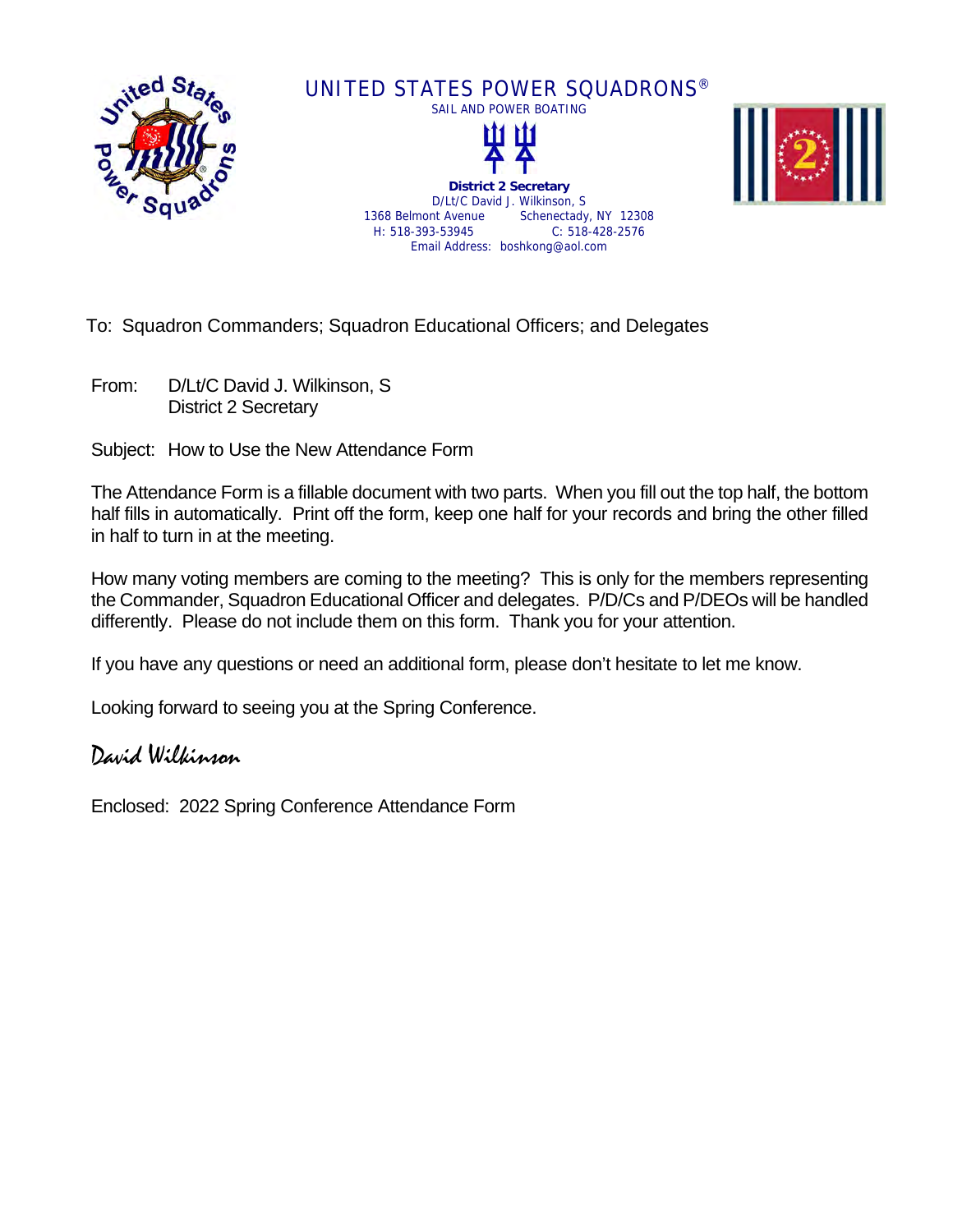# UNITED STATES POWER SQUADRONS®

SAIL AND POWER BOATING

**District 2 Secretary**
D/Lt/C David J. Wilkinson, S
1368 Belmont Avenue Schenectady, NY 12308
H: 518-393-53945 C: 518-428-2576
Email Address: boshkong@aol.com

To: Squadron Commanders; Squadron Educational Officers; and Delegates

From: D/Lt/C David J. Wilkinson, S
District 2 Secretary

Subject: How to Use the New Attendance Form

The Attendance Form is a fillable document with two parts. When you fill out the top half, the bottom half fills in automatically. Print off the form, keep one half for your records and bring the other filled in half to turn in at the meeting.

How many voting members are coming to the meeting? This is only for the members representing the Commander, Squadron Educational Officer and delegates. P/D/Cs and P/DEOs will be handled differently. Please do not include them on this form. Thank you for your attention.

If you have any questions or need an additional form, please don't hesitate to let me know.

Looking forward to seeing you at the Spring Conference.

*David Wilkinson*

Enclosed: 2022 Spring Conference Attendance Form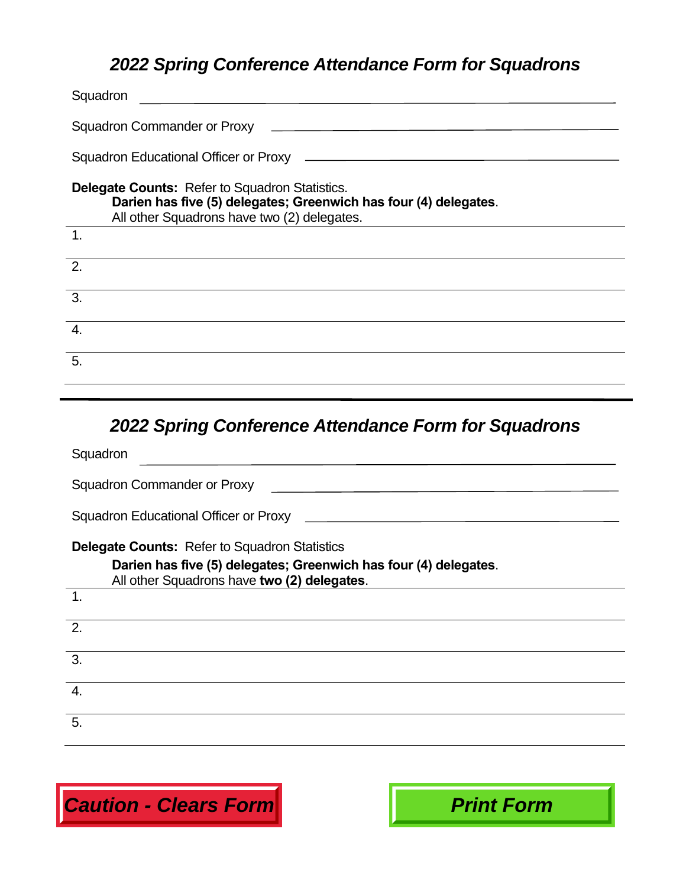## *2022 Spring Conference Attendance Form for Squadrons*

Squadron ______________________________________________

Squadron Commander or Proxy ______________________________

Squadron Educational Officer or Proxy ________________________

**Delegate Counts:** Refer to Squadron Statistics.
**Darien has five (5) delegates; Greenwich has four (4) delegates**.
All other Squadrons have two (2) delegates.

1.

2.

3.

4.

5.

---

## *2022 Spring Conference Attendance Form for Squadrons*

Squadron ______________________________________________

Squadron Commander or Proxy ______________________________

Squadron Educational Officer or Proxy ________________________

**Delegate Counts:** Refer to Squadron Statistics
**Darien has five (5) delegates; Greenwich has four (4) delegates**.
All other Squadrons have **two (2) delegates**.

1.

2.

3.

4.

5.

***Caution - Clears Form*** ***Print Form***